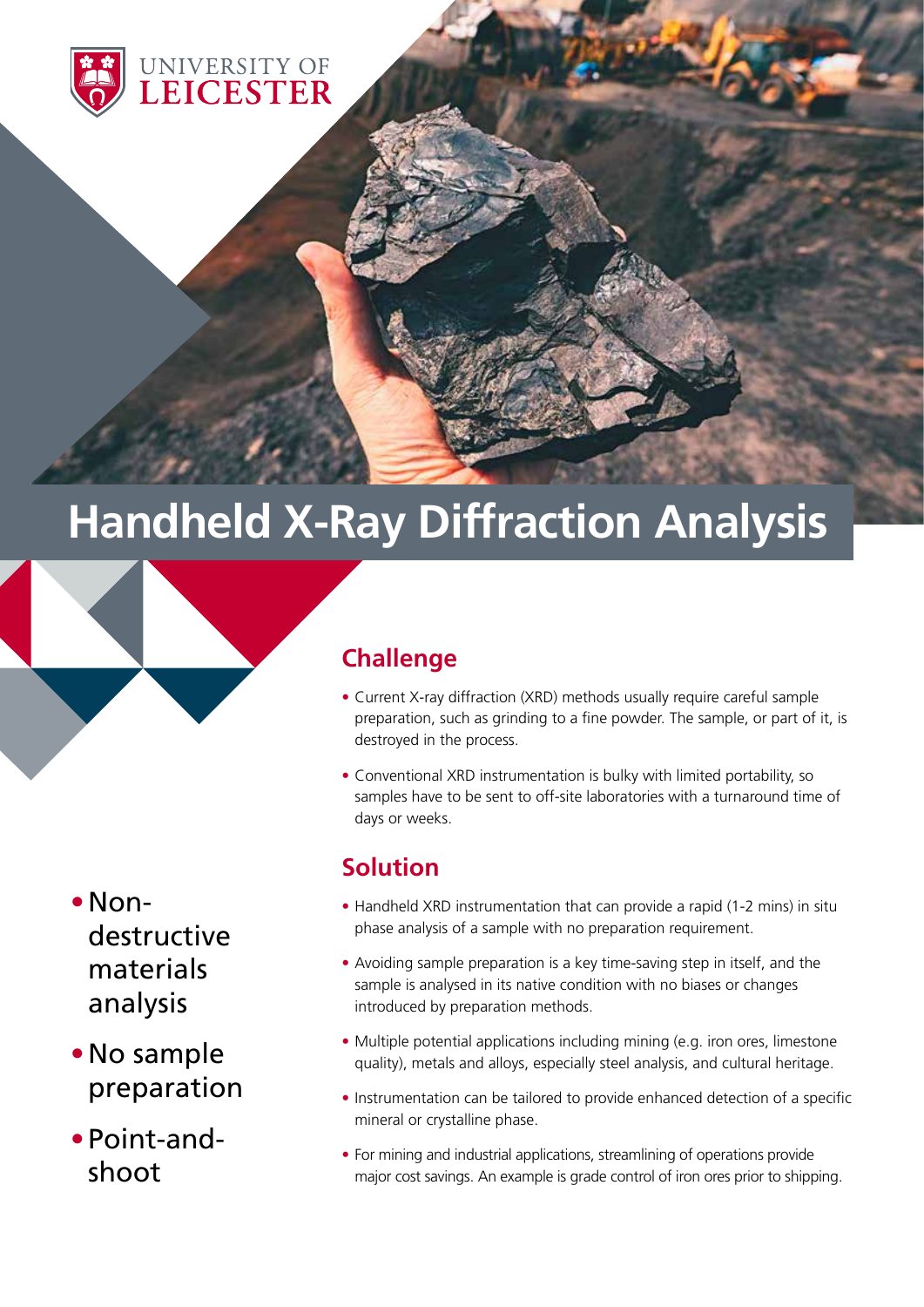UNIVERSITY OF LEICESTER

# Handheld X-Ray Diffraction Analysis

- Non-destructive materials analysis
- No sample preparation
- Point-and-shoot

## Challenge

- Current X-ray diffraction (XRD) methods usually require careful sample preparation, such as grinding to a fine powder. The sample, or part of it, is destroyed in the process.
- Conventional XRD instrumentation is bulky with limited portability, so samples have to be sent to off-site laboratories with a turnaround time of days or weeks.

## Solution

- Handheld XRD instrumentation that can provide a rapid (1-2 mins) in situ phase analysis of a sample with no preparation requirement.
- Avoiding sample preparation is a key time-saving step in itself, and the sample is analysed in its native condition with no biases or changes introduced by preparation methods.
- Multiple potential applications including mining (e.g. iron ores, limestone quality), metals and alloys, especially steel analysis, and cultural heritage.
- Instrumentation can be tailored to provide enhanced detection of a specific mineral or crystalline phase.
- For mining and industrial applications, streamlining of operations provide major cost savings. An example is grade control of iron ores prior to shipping.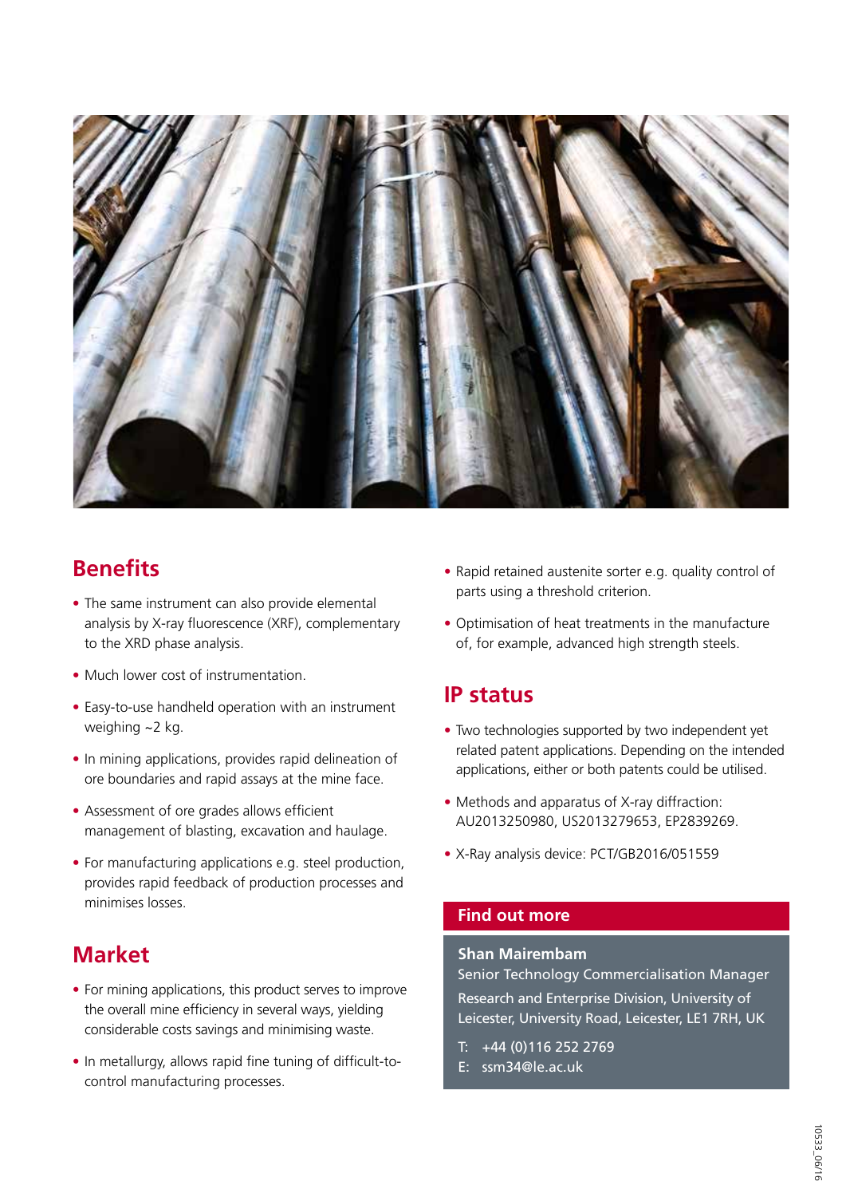## Benefits

- The same instrument can also provide elemental analysis by X-ray fluorescence (XRF), complementary to the XRD phase analysis.
- Much lower cost of instrumentation.
- Easy-to-use handheld operation with an instrument weighing ~2 kg.
- In mining applications, provides rapid delineation of ore boundaries and rapid assays at the mine face.
- Assessment of ore grades allows efficient management of blasting, excavation and haulage.
- For manufacturing applications e.g. steel production, provides rapid feedback of production processes and minimises losses.

## Market

- For mining applications, this product serves to improve the overall mine efficiency in several ways, yielding considerable costs savings and minimising waste.
- In metallurgy, allows rapid fine tuning of difficult-to-control manufacturing processes.
- Rapid retained austenite sorter e.g. quality control of parts using a threshold criterion.
- Optimisation of heat treatments in the manufacture of, for example, advanced high strength steels.

## IP status

- Two technologies supported by two independent yet related patent applications. Depending on the intended applications, either or both patents could be utilised.
- Methods and apparatus of X-ray diffraction: AU2013250980, US2013279653, EP2839269.
- X-Ray analysis device: PCT/GB2016/051559

## Find out more

**Shan Mairembam**
Senior Technology Commercialisation Manager
Research and Enterprise Division, University of Leicester, University Road, Leicester, LE1 7RH, UK

T: +44 (0)116 252 2769
E: ssm34@le.ac.uk

10533_06/16